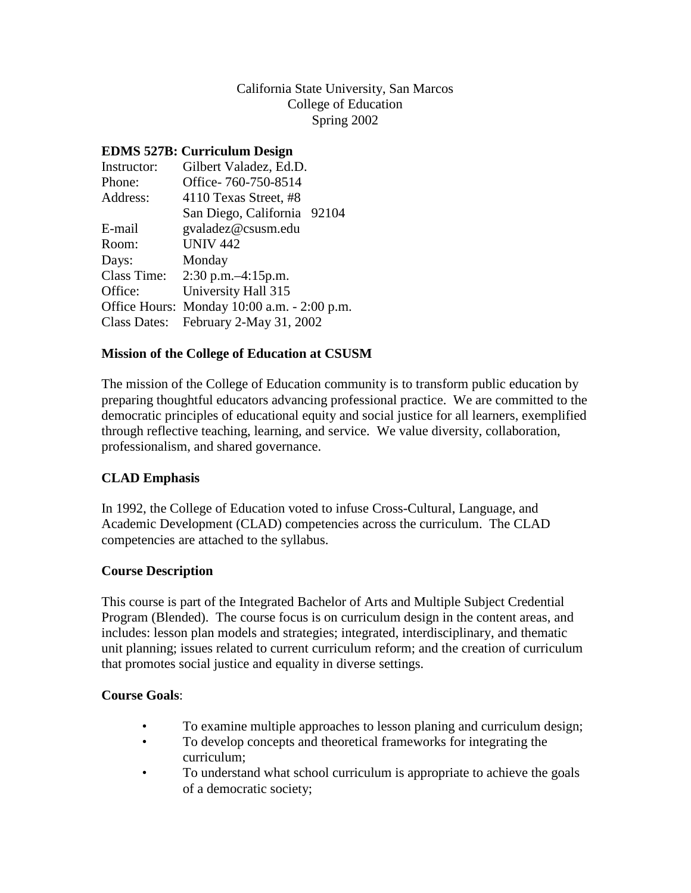California State University, San Marcos
College of Education
Spring 2002

**EDMS 527B: Curriculum Design**

Instructor: Gilbert Valadez, Ed.D.
Phone: Office- 760-750-8514
Address: 4110 Texas Street, #8
San Diego, California 92104
E-mail gvaladez@csusm.edu
Room: UNIV 442
Days: Monday
Class Time: 2:30 p.m.–4:15p.m.
Office: University Hall 315
Office Hours: Monday 10:00 a.m. - 2:00 p.m.
Class Dates: February 2-May 31, 2002

**Mission of the College of Education at CSUSM**

The mission of the College of Education community is to transform public education by preparing thoughtful educators advancing professional practice. We are committed to the democratic principles of educational equity and social justice for all learners, exemplified through reflective teaching, learning, and service. We value diversity, collaboration, professionalism, and shared governance.

**CLAD Emphasis**

In 1992, the College of Education voted to infuse Cross-Cultural, Language, and Academic Development (CLAD) competencies across the curriculum. The CLAD competencies are attached to the syllabus.

**Course Description**

This course is part of the Integrated Bachelor of Arts and Multiple Subject Credential Program (Blended). The course focus is on curriculum design in the content areas, and includes: lesson plan models and strategies; integrated, interdisciplinary, and thematic unit planning; issues related to current curriculum reform; and the creation of curriculum that promotes social justice and equality in diverse settings.

**Course Goals**:

- To examine multiple approaches to lesson planing and curriculum design;
- To develop concepts and theoretical frameworks for integrating the curriculum;
- To understand what school curriculum is appropriate to achieve the goals of a democratic society;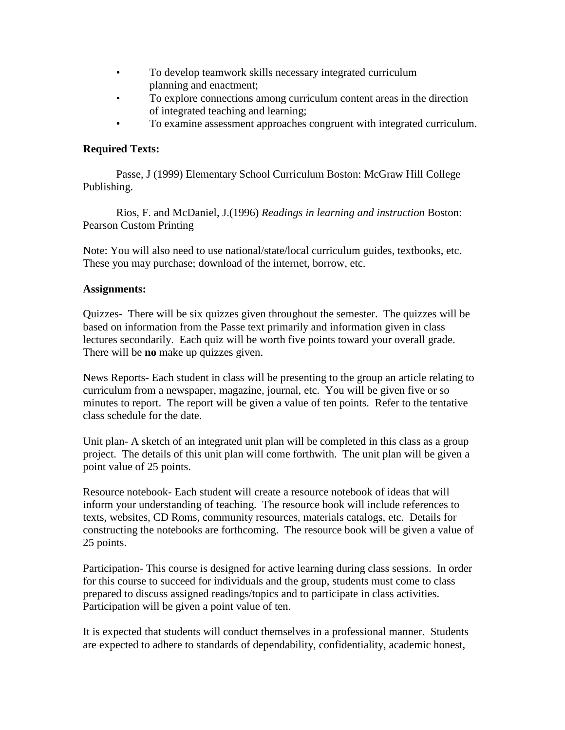- To develop teamwork skills necessary integrated curriculum planning and enactment;
- To explore connections among curriculum content areas in the direction of integrated teaching and learning;
- To examine assessment approaches congruent with integrated curriculum.

**Required Texts:**

Passe, J (1999) Elementary School Curriculum Boston: McGraw Hill College Publishing.

Rios, F. and McDaniel, J.(1996) *Readings in learning and instruction* Boston: Pearson Custom Printing

Note: You will also need to use national/state/local curriculum guides, textbooks, etc. These you may purchase; download of the internet, borrow, etc.

**Assignments:**

Quizzes- There will be six quizzes given throughout the semester. The quizzes will be based on information from the Passe text primarily and information given in class lectures secondarily. Each quiz will be worth five points toward your overall grade. There will be **no** make up quizzes given.

News Reports- Each student in class will be presenting to the group an article relating to curriculum from a newspaper, magazine, journal, etc. You will be given five or so minutes to report. The report will be given a value of ten points. Refer to the tentative class schedule for the date.

Unit plan- A sketch of an integrated unit plan will be completed in this class as a group project. The details of this unit plan will come forthwith. The unit plan will be given a point value of 25 points.

Resource notebook- Each student will create a resource notebook of ideas that will inform your understanding of teaching. The resource book will include references to texts, websites, CD Roms, community resources, materials catalogs, etc. Details for constructing the notebooks are forthcoming. The resource book will be given a value of 25 points.

Participation- This course is designed for active learning during class sessions. In order for this course to succeed for individuals and the group, students must come to class prepared to discuss assigned readings/topics and to participate in class activities. Participation will be given a point value of ten.

It is expected that students will conduct themselves in a professional manner. Students are expected to adhere to standards of dependability, confidentiality, academic honest,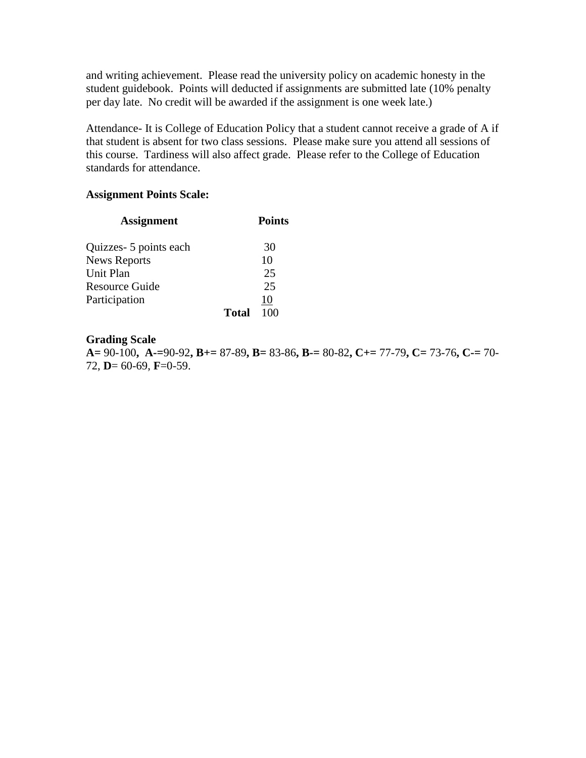and writing achievement. Please read the university policy on academic honesty in the student guidebook. Points will deducted if assignments are submitted late (10% penalty per day late. No credit will be awarded if the assignment is one week late.)

Attendance- It is College of Education Policy that a student cannot receive a grade of A if that student is absent for two class sessions. Please make sure you attend all sessions of this course. Tardiness will also affect grade. Please refer to the College of Education standards for attendance.

**Assignment Points Scale:**

| Assignment | Points |
|---|---|
| Quizzes- 5 points each | 30 |
| News Reports | 10 |
| Unit Plan | 25 |
| Resource Guide | 25 |
| Participation | 10 |
| **Total** | 100 |

**Grading Scale**

**A=** 90-100**, A-=**90-92**, B+=** 87-89**, B=** 83-86**, B-=** 80-82**, C+=** 77-79**, C=** 73-76**, C-=** 70-72, **D**= 60-69, **F**=0-59.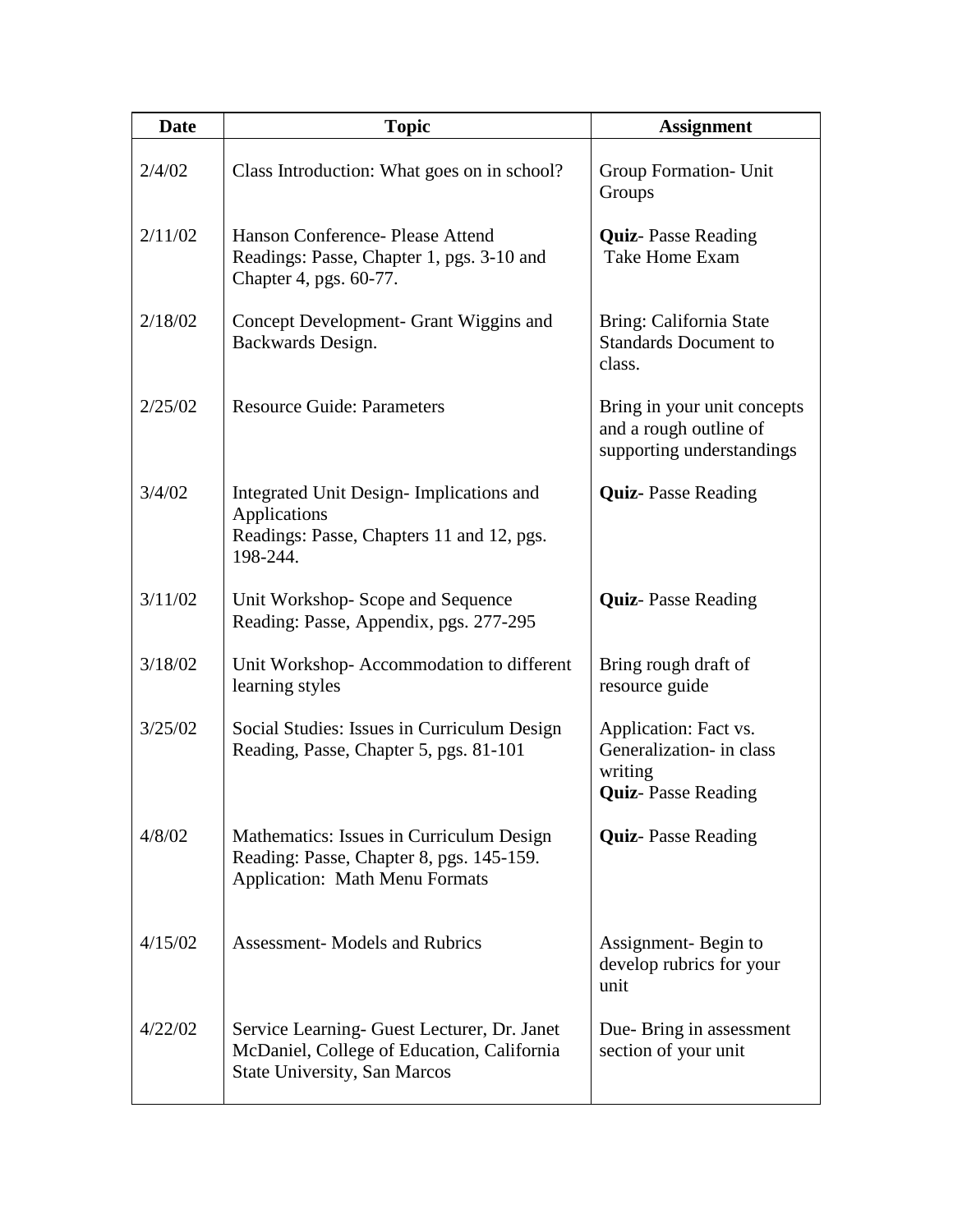| Date | Topic | Assignment |
|---|---|---|
| 2/4/02 | Class Introduction: What goes on in school? | Group Formation- Unit Groups |
| 2/11/02 | Hanson Conference- Please Attend<br>Readings: Passe, Chapter 1, pgs. 3-10 and Chapter 4, pgs. 60-77. | **Quiz**- Passe Reading<br>Take Home Exam |
| 2/18/02 | Concept Development- Grant Wiggins and Backwards Design. | Bring: California State Standards Document to class. |
| 2/25/02 | Resource Guide: Parameters | Bring in your unit concepts and a rough outline of supporting understandings |
| 3/4/02 | Integrated Unit Design- Implications and Applications<br>Readings: Passe, Chapters 11 and 12, pgs. 198-244. | **Quiz**- Passe Reading |
| 3/11/02 | Unit Workshop- Scope and Sequence<br>Reading: Passe, Appendix, pgs. 277-295 | **Quiz**- Passe Reading |
| 3/18/02 | Unit Workshop- Accommodation to different learning styles | Bring rough draft of resource guide |
| 3/25/02 | Social Studies: Issues in Curriculum Design<br>Reading, Passe, Chapter 5, pgs. 81-101 | Application: Fact vs. Generalization- in class writing<br>**Quiz**- Passe Reading |
| 4/8/02 | Mathematics: Issues in Curriculum Design<br>Reading: Passe, Chapter 8, pgs. 145-159.<br>Application: Math Menu Formats | **Quiz**- Passe Reading |
| 4/15/02 | Assessment- Models and Rubrics | Assignment- Begin to develop rubrics for your unit |
| 4/22/02 | Service Learning- Guest Lecturer, Dr. Janet McDaniel, College of Education, California State University, San Marcos | Due- Bring in assessment section of your unit |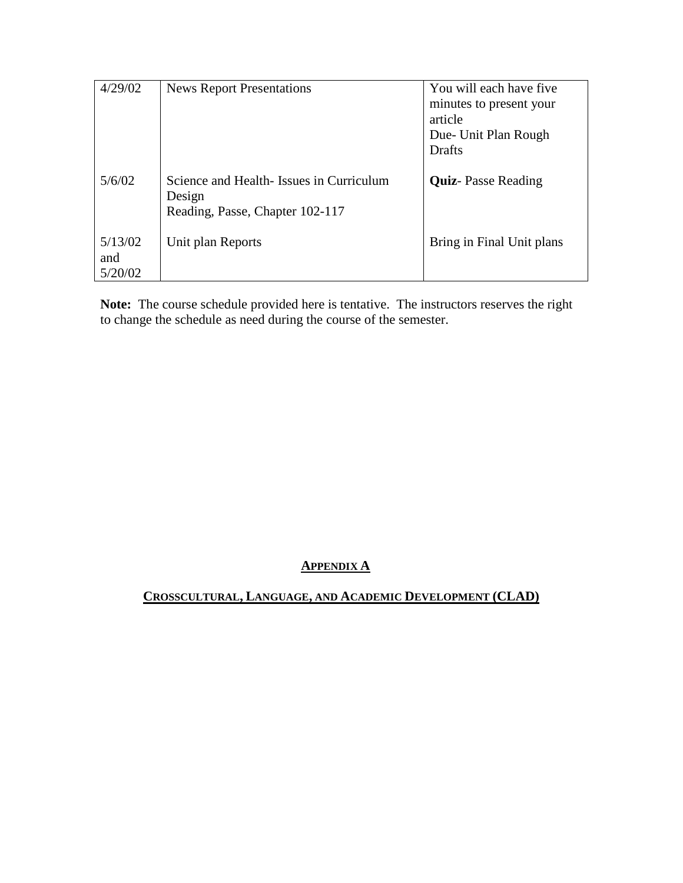| | | |
|---|---|---|
| 4/29/02 | News Report Presentations | You will each have five minutes to present your article<br>Due- Unit Plan Rough Drafts |
| 5/6/02 | Science and Health- Issues in Curriculum Design<br>Reading, Passe, Chapter 102-117 | **Quiz**- Passe Reading |
| 5/13/02 and 5/20/02 | Unit plan Reports | Bring in Final Unit plans |

**Note:** The course schedule provided here is tentative. The instructors reserves the right to change the schedule as need during the course of the semester.

## APPENDIX A

## CROSSCULTURAL, LANGUAGE, AND ACADEMIC DEVELOPMENT (CLAD)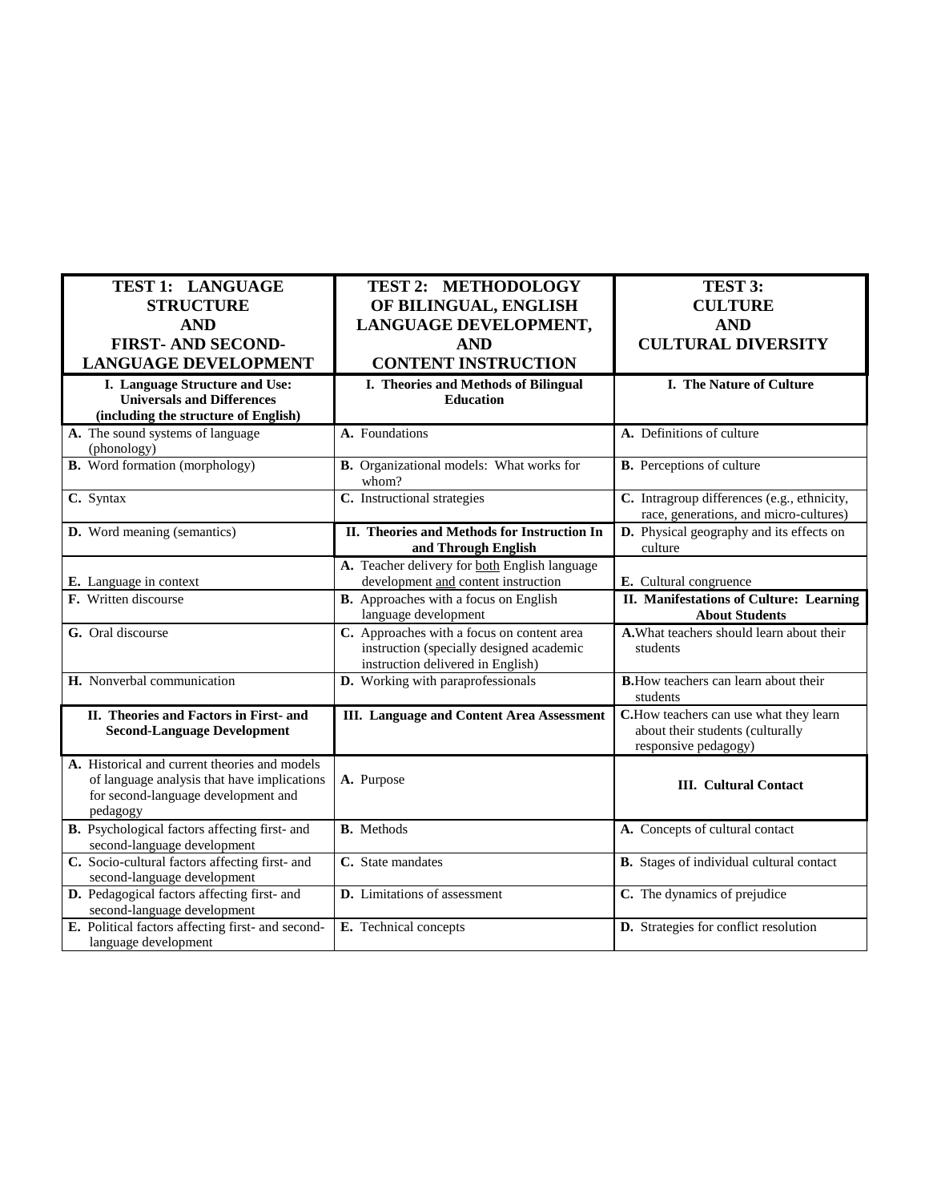| **TEST 1: LANGUAGE STRUCTURE AND FIRST- AND SECOND-LANGUAGE DEVELOPMENT** | **TEST 2: METHODOLOGY OF BILINGUAL, ENGLISH LANGUAGE DEVELOPMENT, AND CONTENT INSTRUCTION** | **TEST 3: CULTURE AND CULTURAL DIVERSITY** |
|---|---|---|
| **I. Language Structure and Use: Universals and Differences (including the structure of English)** | **I. Theories and Methods of Bilingual Education** | **I. The Nature of Culture** |
| **A.** The sound systems of language (phonology) | **A.** Foundations | **A.** Definitions of culture |
| **B.** Word formation (morphology) | **B.** Organizational models: What works for whom? | **B.** Perceptions of culture |
| **C.** Syntax | **C.** Instructional strategies | **C.** Intragroup differences (e.g., ethnicity, race, generations, and micro-cultures) |
| **D.** Word meaning (semantics) | **II. Theories and Methods for Instruction In and Through English** | **D.** Physical geography and its effects on culture |
| **E.** Language in context | **A.** Teacher delivery for both English language development and content instruction | **E.** Cultural congruence |
| **F.** Written discourse | **B.** Approaches with a focus on English language development | **II. Manifestations of Culture: Learning About Students** |
| **G.** Oral discourse | **C.** Approaches with a focus on content area instruction (specially designed academic instruction delivered in English) | **A.** What teachers should learn about their students |
| **H.** Nonverbal communication | **D.** Working with paraprofessionals | **B.** How teachers can learn about their students |
| **II. Theories and Factors in First- and Second-Language Development** | **III. Language and Content Area Assessment** | **C.** How teachers can use what they learn about their students (culturally responsive pedagogy) |
| **A.** Historical and current theories and models of language analysis that have implications for second-language development and pedagogy | **A.** Purpose | **III. Cultural Contact** |
| **B.** Psychological factors affecting first- and second-language development | **B.** Methods | **A.** Concepts of cultural contact |
| **C.** Socio-cultural factors affecting first- and second-language development | **C.** State mandates | **B.** Stages of individual cultural contact |
| **D.** Pedagogical factors affecting first- and second-language development | **D.** Limitations of assessment | **C.** The dynamics of prejudice |
| **E.** Political factors affecting first- and second-language development | **E.** Technical concepts | **D.** Strategies for conflict resolution |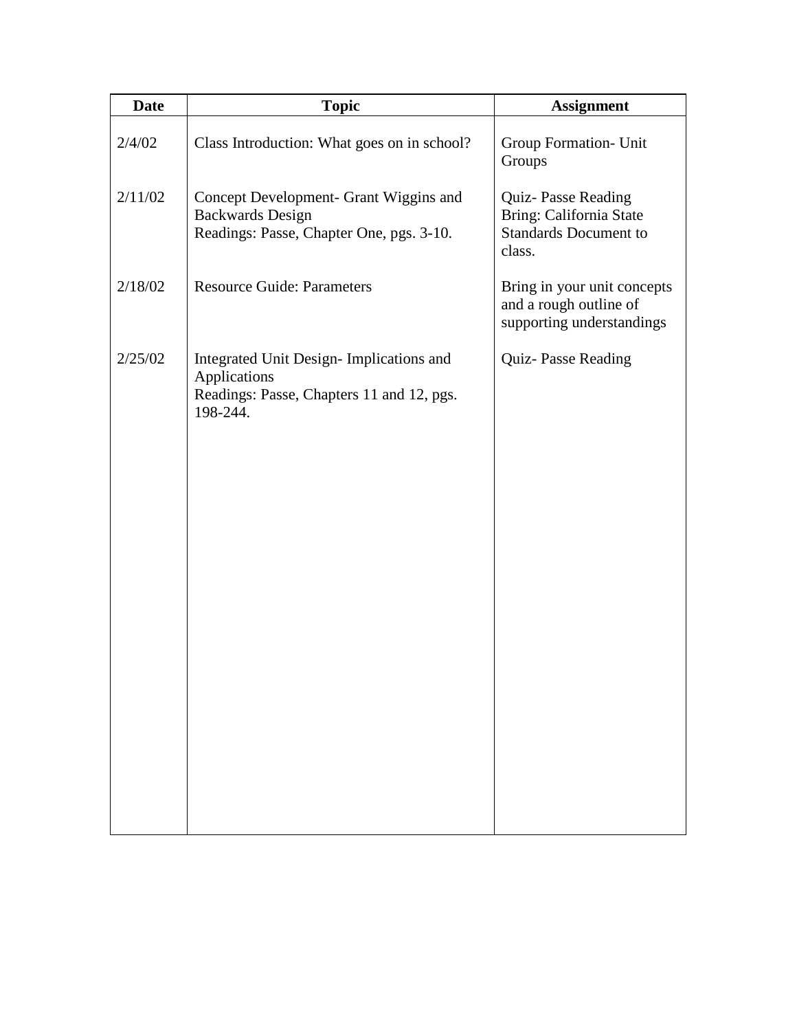| Date | Topic | Assignment |
|---|---|---|
| 2/4/02 | Class Introduction: What goes on in school? | Group Formation- Unit Groups |
| 2/11/02 | Concept Development- Grant Wiggins and Backwards Design<br>Readings: Passe, Chapter One, pgs. 3-10. | Quiz- Passe Reading<br>Bring: California State Standards Document to class. |
| 2/18/02 | Resource Guide: Parameters | Bring in your unit concepts and a rough outline of supporting understandings |
| 2/25/02 | Integrated Unit Design- Implications and Applications<br>Readings: Passe, Chapters 11 and 12, pgs. 198-244. | Quiz- Passe Reading |